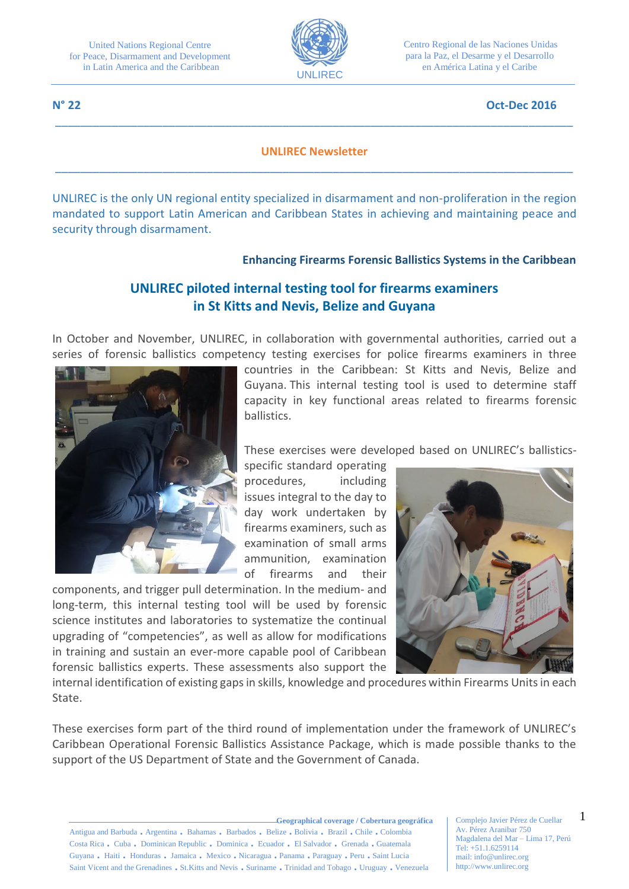United Nations Regional Centre
for Peace, Disarmament and Development
in Latin America and the Caribbean

UNLIREC

Centro Regional de las Naciones Unidas
para la Paz, el Desarme y el Desarrollo
en América Latina y el Caribe

**N° 22** **Oct-Dec 2016**

## UNLIREC Newsletter

UNLIREC is the only UN regional entity specialized in disarmament and non-proliferation in the region mandated to support Latin American and Caribbean States in achieving and maintaining peace and security through disarmament.

**Enhancing Firearms Forensic Ballistics Systems in the Caribbean**

# UNLIREC piloted internal testing tool for firearms examiners in St Kitts and Nevis, Belize and Guyana

In October and November, UNLIREC, in collaboration with governmental authorities, carried out a series of forensic ballistics competency testing exercises for police firearms examiners in three countries in the Caribbean: St Kitts and Nevis, Belize and Guyana. This internal testing tool is used to determine staff capacity in key functional areas related to firearms forensic ballistics.

These exercises were developed based on UNLIREC's ballistics-specific standard operating procedures, including issues integral to the day to day work undertaken by firearms examiners, such as examination of small arms ammunition, examination of firearms and their components, and trigger pull determination. In the medium- and long-term, this internal testing tool will be used by forensic science institutes and laboratories to systematize the continual upgrading of "competencies", as well as allow for modifications in training and sustain an ever-more capable pool of Caribbean forensic ballistics experts. These assessments also support the internal identification of existing gaps in skills, knowledge and procedures within Firearms Units in each State.

These exercises form part of the third round of implementation under the framework of UNLIREC's Caribbean Operational Forensic Ballistics Assistance Package, which is made possible thanks to the support of the US Department of State and the Government of Canada.

**Geographical coverage / Cobertura geográfica**

Antigua and Barbuda . Argentina . Bahamas . Barbados . Belize . Bolivia . Brazil . Chile . Colombia Costa Rica . Cuba . Dominican Republic . Dominica . Ecuador . El Salvador . Grenada . Guatemala Guyana . Haiti . Honduras . Jamaica . Mexico . Nicaragua . Panama . Paraguay . Peru . Saint Lucia Saint Vicent and the Grenadines . St.Kitts and Nevis . Suriname . Trinidad and Tobago . Uruguay . Venezuela

Complejo Javier Pérez de Cuellar
Av. Pérez Aranibar 750
Magdalena del Mar – Lima 17, Perú
Tel: +51.1.6259114
mail: info@unlirec.org
http://www.unlirec.org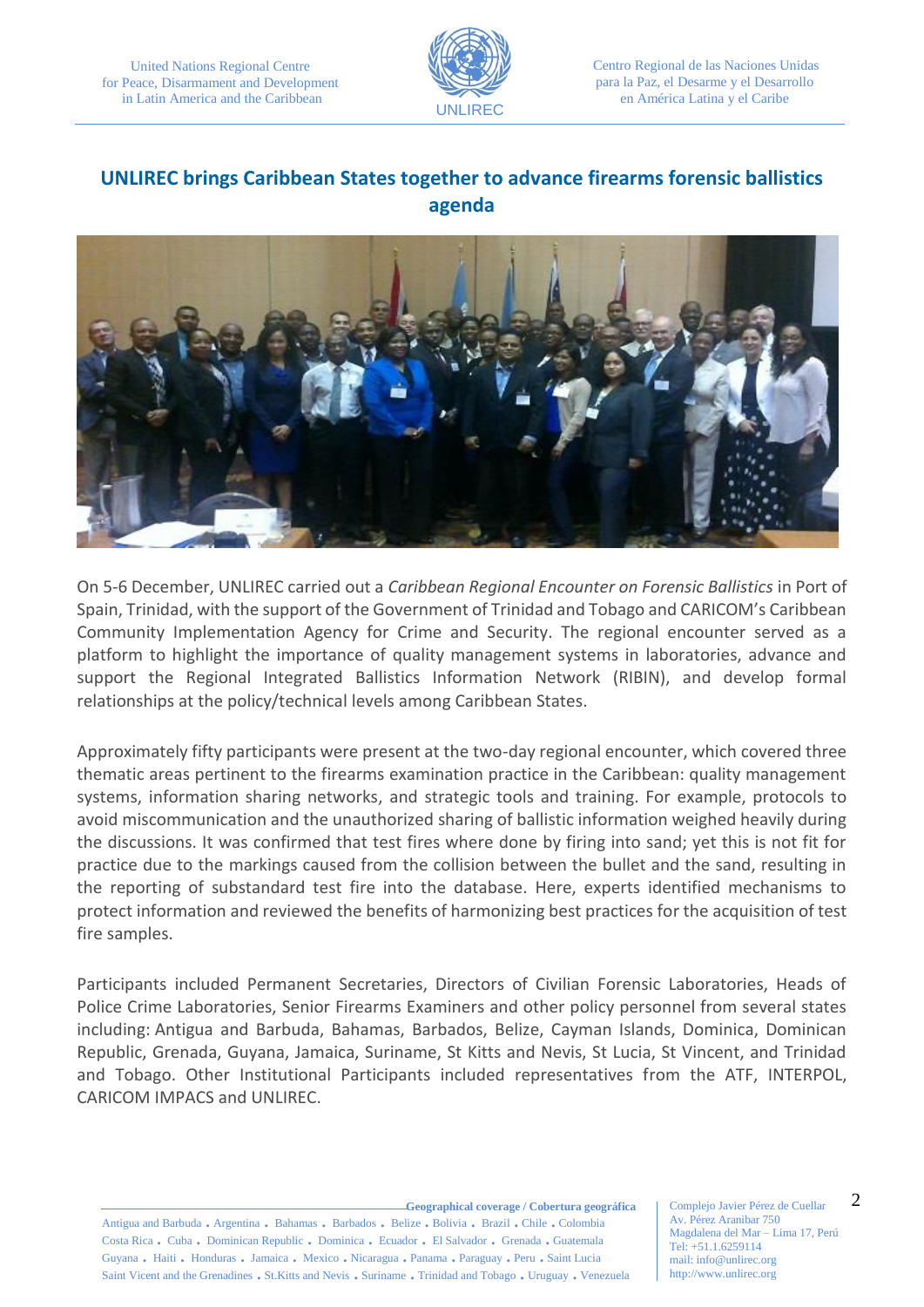## UNLIREC brings Caribbean States together to advance firearms forensic ballistics agenda

On 5-6 December, UNLIREC carried out a *Caribbean Regional Encounter on Forensic Ballistics* in Port of Spain, Trinidad, with the support of the Government of Trinidad and Tobago and CARICOM's Caribbean Community Implementation Agency for Crime and Security. The regional encounter served as a platform to highlight the importance of quality management systems in laboratories, advance and support the Regional Integrated Ballistics Information Network (RIBIN), and develop formal relationships at the policy/technical levels among Caribbean States.

Approximately fifty participants were present at the two-day regional encounter, which covered three thematic areas pertinent to the firearms examination practice in the Caribbean: quality management systems, information sharing networks, and strategic tools and training. For example, protocols to avoid miscommunication and the unauthorized sharing of ballistic information weighed heavily during the discussions. It was confirmed that test fires where done by firing into sand; yet this is not fit for practice due to the markings caused from the collision between the bullet and the sand, resulting in the reporting of substandard test fire into the database. Here, experts identified mechanisms to protect information and reviewed the benefits of harmonizing best practices for the acquisition of test fire samples.

Participants included Permanent Secretaries, Directors of Civilian Forensic Laboratories, Heads of Police Crime Laboratories, Senior Firearms Examiners and other policy personnel from several states including: Antigua and Barbuda, Bahamas, Barbados, Belize, Cayman Islands, Dominica, Dominican Republic, Grenada, Guyana, Jamaica, Suriname, St Kitts and Nevis, St Lucia, St Vincent, and Trinidad and Tobago. Other Institutional Participants included representatives from the ATF, INTERPOL, CARICOM IMPACS and UNLIREC.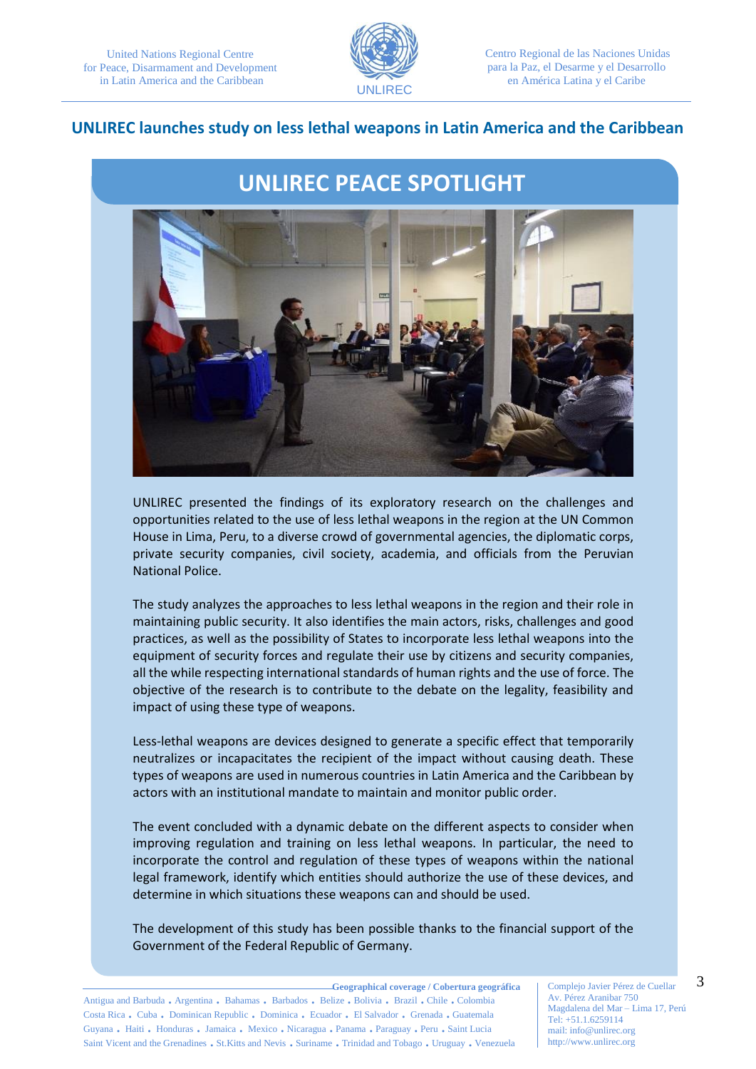## UNLIREC launches study on less lethal weapons in Latin America and the Caribbean

### UNLIREC PEACE SPOTLIGHT

UNLIREC presented the findings of its exploratory research on the challenges and opportunities related to the use of less lethal weapons in the region at the UN Common House in Lima, Peru, to a diverse crowd of governmental agencies, the diplomatic corps, private security companies, civil society, academia, and officials from the Peruvian National Police.

The study analyzes the approaches to less lethal weapons in the region and their role in maintaining public security. It also identifies the main actors, risks, challenges and good practices, as well as the possibility of States to incorporate less lethal weapons into the equipment of security forces and regulate their use by citizens and security companies, all the while respecting international standards of human rights and the use of force. The objective of the research is to contribute to the debate on the legality, feasibility and impact of using these type of weapons.

Less-lethal weapons are devices designed to generate a specific effect that temporarily neutralizes or incapacitates the recipient of the impact without causing death. These types of weapons are used in numerous countries in Latin America and the Caribbean by actors with an institutional mandate to maintain and monitor public order.

The event concluded with a dynamic debate on the different aspects to consider when improving regulation and training on less lethal weapons. In particular, the need to incorporate the control and regulation of these types of weapons within the national legal framework, identify which entities should authorize the use of these devices, and determine in which situations these weapons can and should be used.

The development of this study has been possible thanks to the financial support of the Government of the Federal Republic of Germany.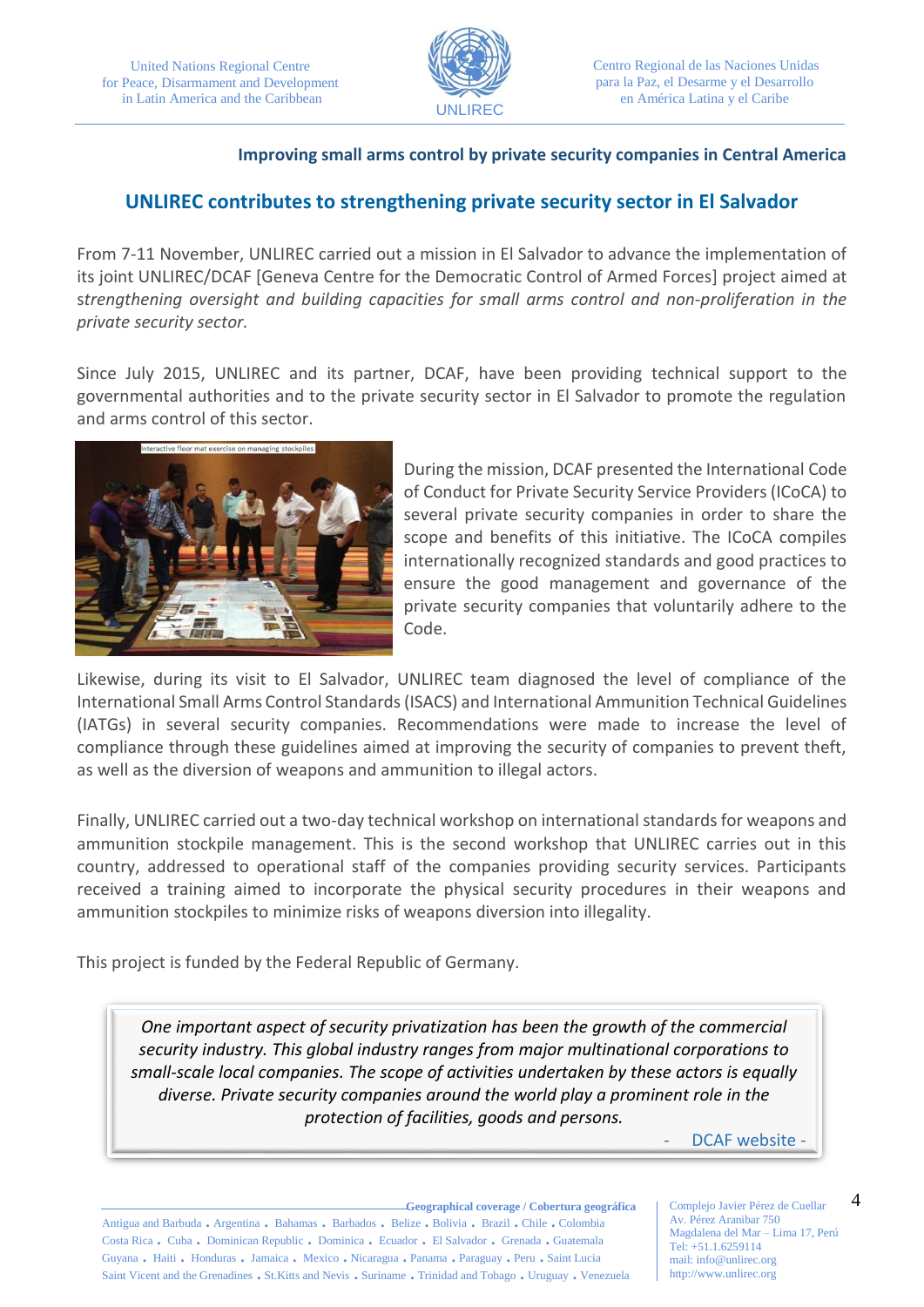**Improving small arms control by private security companies in Central America**

## UNLIREC contributes to strengthening private security sector in El Salvador

From 7-11 November, UNLIREC carried out a mission in El Salvador to advance the implementation of its joint UNLIREC/DCAF [Geneva Centre for the Democratic Control of Armed Forces] project aimed at s*trengthening oversight and building capacities for small arms control and non-proliferation in the private security sector.*

Since July 2015, UNLIREC and its partner, DCAF, have been providing technical support to the governmental authorities and to the private security sector in El Salvador to promote the regulation and arms control of this sector.

Interactive floor mat exercise on managing stockpiles

During the mission, DCAF presented the International Code of Conduct for Private Security Service Providers (ICoCA) to several private security companies in order to share the scope and benefits of this initiative. The ICoCA compiles internationally recognized standards and good practices to ensure the good management and governance of the private security companies that voluntarily adhere to the Code.

Likewise, during its visit to El Salvador, UNLIREC team diagnosed the level of compliance of the International Small Arms Control Standards (ISACS) and International Ammunition Technical Guidelines (IATGs) in several security companies. Recommendations were made to increase the level of compliance through these guidelines aimed at improving the security of companies to prevent theft, as well as the diversion of weapons and ammunition to illegal actors.

Finally, UNLIREC carried out a two-day technical workshop on international standards for weapons and ammunition stockpile management. This is the second workshop that UNLIREC carries out in this country, addressed to operational staff of the companies providing security services. Participants received a training aimed to incorporate the physical security procedures in their weapons and ammunition stockpiles to minimize risks of weapons diversion into illegality.

This project is funded by the Federal Republic of Germany.

> *One important aspect of security privatization has been the growth of the commercial security industry. This global industry ranges from major multinational corporations to small-scale local companies. The scope of activities undertaken by these actors is equally diverse. Private security companies around the world play a prominent role in the protection of facilities, goods and persons.*
>
> \- DCAF website -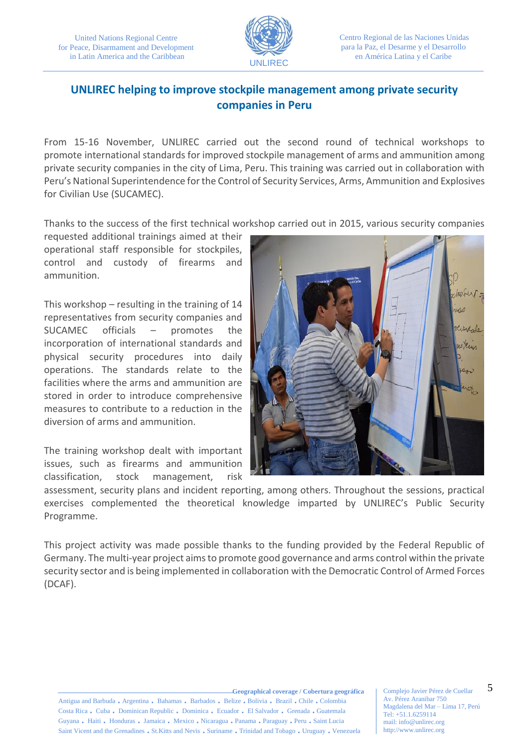## UNLIREC helping to improve stockpile management among private security companies in Peru

From 15-16 November, UNLIREC carried out the second round of technical workshops to promote international standards for improved stockpile management of arms and ammunition among private security companies in the city of Lima, Peru. This training was carried out in collaboration with Peru's National Superintendence for the Control of Security Services, Arms, Ammunition and Explosives for Civilian Use (SUCAMEC).

Thanks to the success of the first technical workshop carried out in 2015, various security companies requested additional trainings aimed at their operational staff responsible for stockpiles, control and custody of firearms and ammunition.

This workshop – resulting in the training of 14 representatives from security companies and SUCAMEC officials – promotes the incorporation of international standards and physical security procedures into daily operations. The standards relate to the facilities where the arms and ammunition are stored in order to introduce comprehensive measures to contribute to a reduction in the diversion of arms and ammunition.

The training workshop dealt with important issues, such as firearms and ammunition classification, stock management, risk assessment, security plans and incident reporting, among others. Throughout the sessions, practical exercises complemented the theoretical knowledge imparted by UNLIREC's Public Security Programme.

This project activity was made possible thanks to the funding provided by the Federal Republic of Germany. The multi-year project aims to promote good governance and arms control within the private security sector and is being implemented in collaboration with the Democratic Control of Armed Forces (DCAF).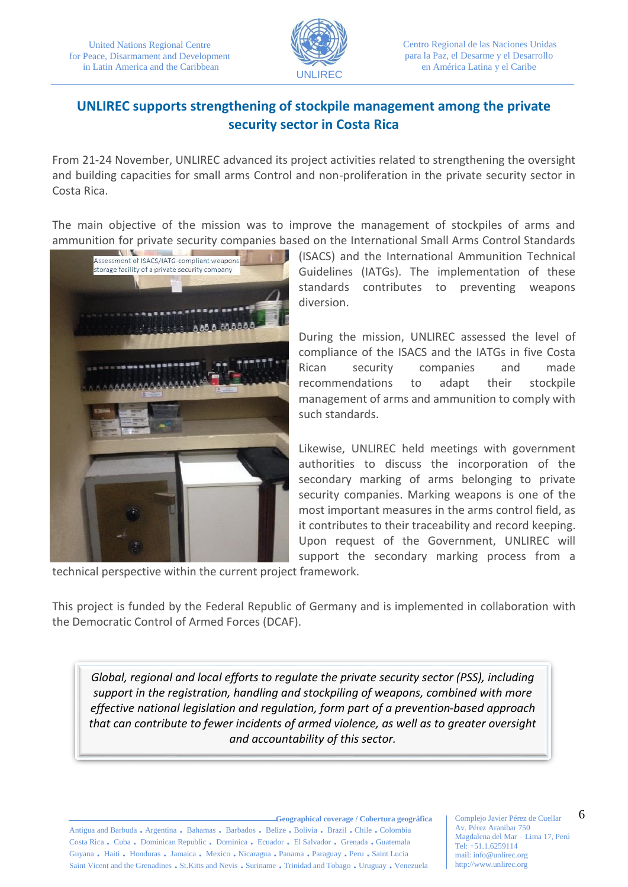## UNLIREC supports strengthening of stockpile management among the private security sector in Costa Rica

From 21-24 November, UNLIREC advanced its project activities related to strengthening the oversight and building capacities for small arms Control and non-proliferation in the private security sector in Costa Rica.

The main objective of the mission was to improve the management of stockpiles of arms and ammunition for private security companies based on the International Small Arms Control Standards (ISACS) and the International Ammunition Technical Guidelines (IATGs). The implementation of these standards contributes to preventing weapons diversion.

Assessment of ISACS/IATG-compliant weapons storage facility of a private security company

During the mission, UNLIREC assessed the level of compliance of the ISACS and the IATGs in five Costa Rican security companies and made recommendations to adapt their stockpile management of arms and ammunition to comply with such standards.

Likewise, UNLIREC held meetings with government authorities to discuss the incorporation of the secondary marking of arms belonging to private security companies. Marking weapons is one of the most important measures in the arms control field, as it contributes to their traceability and record keeping. Upon request of the Government, UNLIREC will support the secondary marking process from a technical perspective within the current project framework.

This project is funded by the Federal Republic of Germany and is implemented in collaboration with the Democratic Control of Armed Forces (DCAF).

> *Global, regional and local efforts to regulate the private security sector (PSS), including support in the registration, handling and stockpiling of weapons, combined with more effective national legislation and regulation, form part of a prevention-based approach that can contribute to fewer incidents of armed violence, as well as to greater oversight and accountability of this sector.*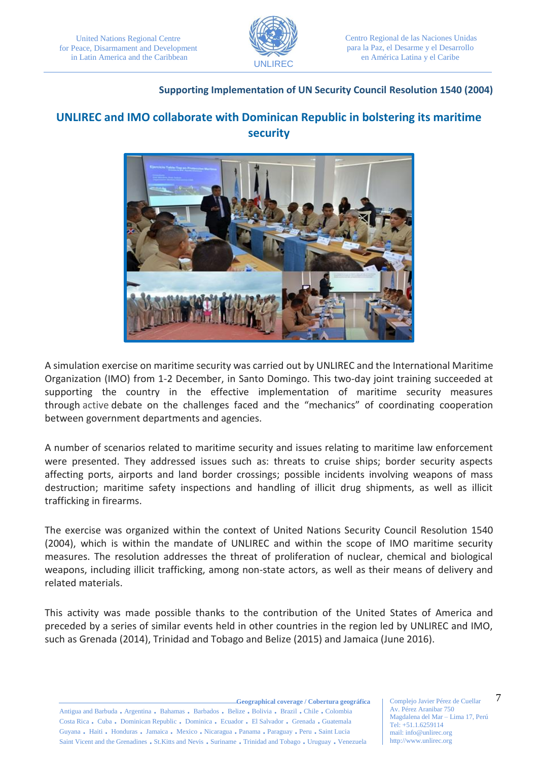**Supporting Implementation of UN Security Council Resolution 1540 (2004)**

## UNLIREC and IMO collaborate with Dominican Republic in bolstering its maritime security

A simulation exercise on maritime security was carried out by UNLIREC and the International Maritime Organization (IMO) from 1-2 December, in Santo Domingo. This two-day joint training succeeded at supporting the country in the effective implementation of maritime security measures through active debate on the challenges faced and the "mechanics" of coordinating cooperation between government departments and agencies.

A number of scenarios related to maritime security and issues relating to maritime law enforcement were presented. They addressed issues such as: threats to cruise ships; border security aspects affecting ports, airports and land border crossings; possible incidents involving weapons of mass destruction; maritime safety inspections and handling of illicit drug shipments, as well as illicit trafficking in firearms.

The exercise was organized within the context of United Nations Security Council Resolution 1540 (2004), which is within the mandate of UNLIREC and within the scope of IMO maritime security measures. The resolution addresses the threat of proliferation of nuclear, chemical and biological weapons, including illicit trafficking, among non-state actors, as well as their means of delivery and related materials.

This activity was made possible thanks to the contribution of the United States of America and preceded by a series of similar events held in other countries in the region led by UNLIREC and IMO, such as Grenada (2014), Trinidad and Tobago and Belize (2015) and Jamaica (June 2016).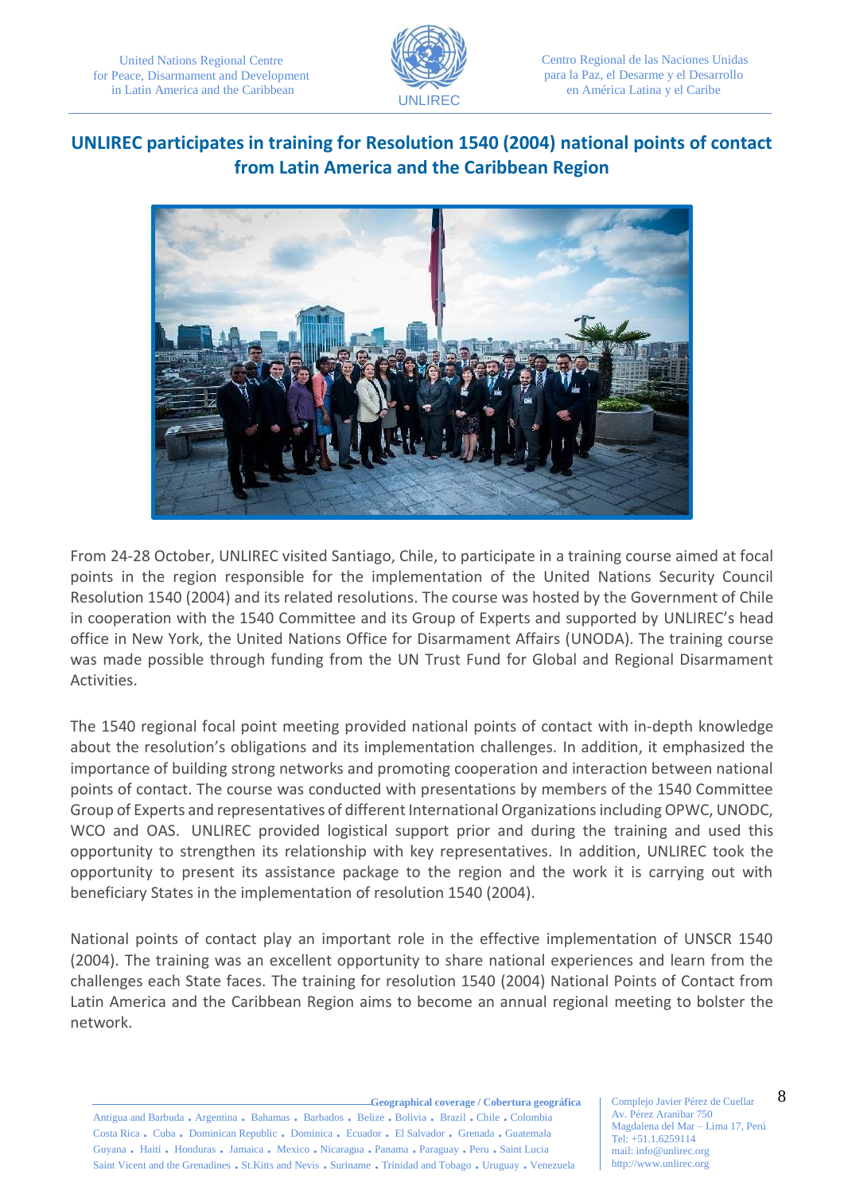## UNLIREC participates in training for Resolution 1540 (2004) national points of contact from Latin America and the Caribbean Region

From 24-28 October, UNLIREC visited Santiago, Chile, to participate in a training course aimed at focal points in the region responsible for the implementation of the United Nations Security Council Resolution 1540 (2004) and its related resolutions. The course was hosted by the Government of Chile in cooperation with the 1540 Committee and its Group of Experts and supported by UNLIREC's head office in New York, the United Nations Office for Disarmament Affairs (UNODA). The training course was made possible through funding from the UN Trust Fund for Global and Regional Disarmament Activities.

The 1540 regional focal point meeting provided national points of contact with in-depth knowledge about the resolution's obligations and its implementation challenges. In addition, it emphasized the importance of building strong networks and promoting cooperation and interaction between national points of contact. The course was conducted with presentations by members of the 1540 Committee Group of Experts and representatives of different International Organizations including OPWC, UNODC, WCO and OAS. UNLIREC provided logistical support prior and during the training and used this opportunity to strengthen its relationship with key representatives. In addition, UNLIREC took the opportunity to present its assistance package to the region and the work it is carrying out with beneficiary States in the implementation of resolution 1540 (2004).

National points of contact play an important role in the effective implementation of UNSCR 1540 (2004). The training was an excellent opportunity to share national experiences and learn from the challenges each State faces. The training for resolution 1540 (2004) National Points of Contact from Latin America and the Caribbean Region aims to become an annual regional meeting to bolster the network.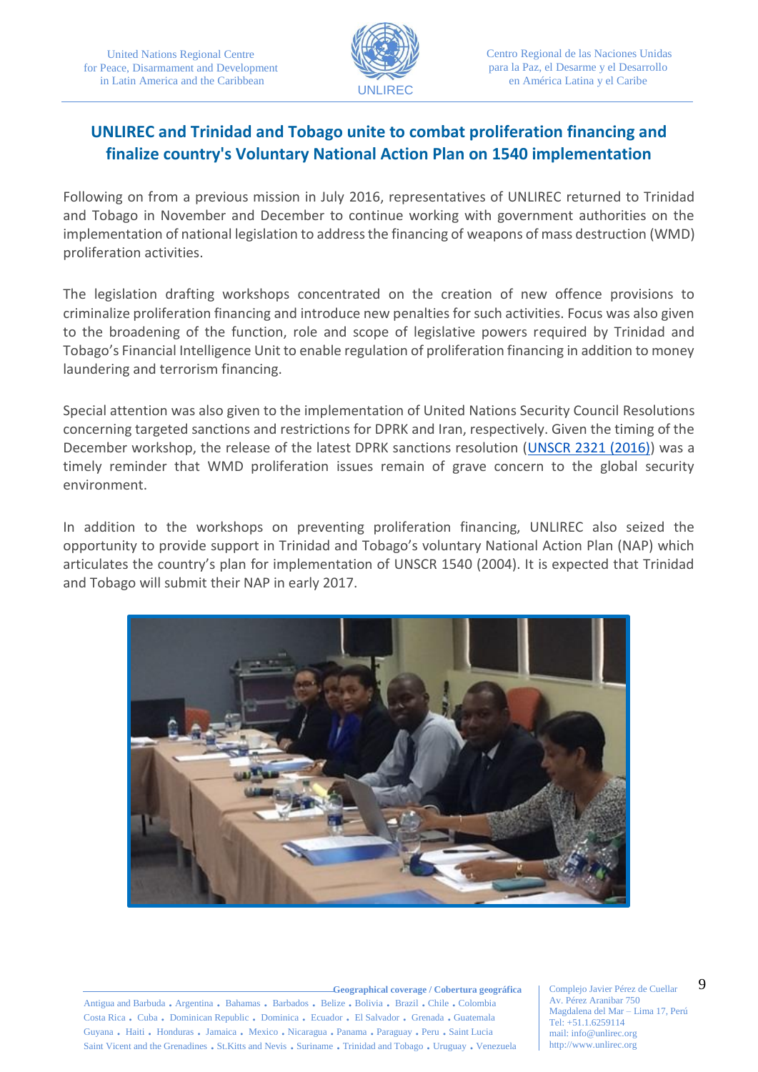## UNLIREC and Trinidad and Tobago unite to combat proliferation financing and finalize country's Voluntary National Action Plan on 1540 implementation

Following on from a previous mission in July 2016, representatives of UNLIREC returned to Trinidad and Tobago in November and December to continue working with government authorities on the implementation of national legislation to address the financing of weapons of mass destruction (WMD) proliferation activities.

The legislation drafting workshops concentrated on the creation of new offence provisions to criminalize proliferation financing and introduce new penalties for such activities. Focus was also given to the broadening of the function, role and scope of legislative powers required by Trinidad and Tobago's Financial Intelligence Unit to enable regulation of proliferation financing in addition to money laundering and terrorism financing.

Special attention was also given to the implementation of United Nations Security Council Resolutions concerning targeted sanctions and restrictions for DPRK and Iran, respectively. Given the timing of the December workshop, the release of the latest DPRK sanctions resolution (UNSCR 2321 (2016)) was a timely reminder that WMD proliferation issues remain of grave concern to the global security environment.

In addition to the workshops on preventing proliferation financing, UNLIREC also seized the opportunity to provide support in Trinidad and Tobago's voluntary National Action Plan (NAP) which articulates the country's plan for implementation of UNSCR 1540 (2004). It is expected that Trinidad and Tobago will submit their NAP in early 2017.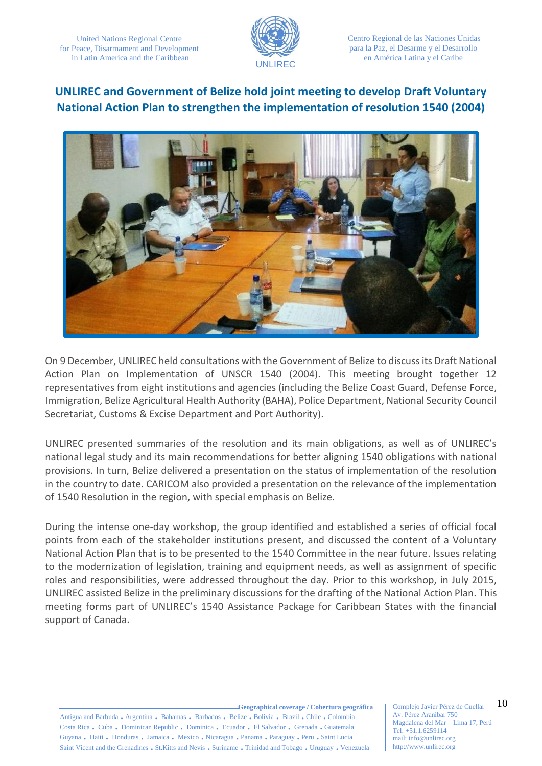## UNLIREC and Government of Belize hold joint meeting to develop Draft Voluntary National Action Plan to strengthen the implementation of resolution 1540 (2004)

On 9 December, UNLIREC held consultations with the Government of Belize to discuss its Draft National Action Plan on Implementation of UNSCR 1540 (2004). This meeting brought together 12 representatives from eight institutions and agencies (including the Belize Coast Guard, Defense Force, Immigration, Belize Agricultural Health Authority (BAHA), Police Department, National Security Council Secretariat, Customs & Excise Department and Port Authority).

UNLIREC presented summaries of the resolution and its main obligations, as well as of UNLIREC's national legal study and its main recommendations for better aligning 1540 obligations with national provisions. In turn, Belize delivered a presentation on the status of implementation of the resolution in the country to date. CARICOM also provided a presentation on the relevance of the implementation of 1540 Resolution in the region, with special emphasis on Belize.

During the intense one-day workshop, the group identified and established a series of official focal points from each of the stakeholder institutions present, and discussed the content of a Voluntary National Action Plan that is to be presented to the 1540 Committee in the near future. Issues relating to the modernization of legislation, training and equipment needs, as well as assignment of specific roles and responsibilities, were addressed throughout the day. Prior to this workshop, in July 2015, UNLIREC assisted Belize in the preliminary discussions for the drafting of the National Action Plan. This meeting forms part of UNLIREC's 1540 Assistance Package for Caribbean States with the financial support of Canada.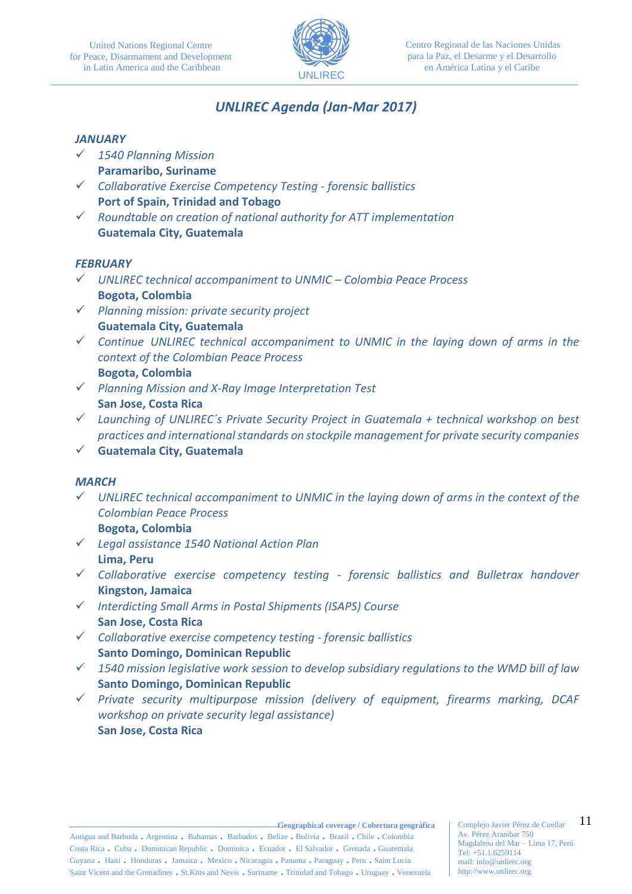## *UNLIREC Agenda (Jan-Mar 2017)*

### *JANUARY*

- ✓ *1540 Planning Mission*
  **Paramaribo, Suriname**
- ✓ *Collaborative Exercise Competency Testing - forensic ballistics*
  **Port of Spain, Trinidad and Tobago**
- ✓ *Roundtable on creation of national authority for ATT implementation*
  **Guatemala City, Guatemala**

### *FEBRUARY*

- ✓ *UNLIREC technical accompaniment to UNMIC – Colombia Peace Process*
  **Bogota, Colombia**
- ✓ *Planning mission: private security project*
  **Guatemala City, Guatemala**
- ✓ *Continue UNLIREC technical accompaniment to UNMIC in the laying down of arms in the context of the Colombian Peace Process*
  **Bogota, Colombia**
- ✓ *Planning Mission and X-Ray Image Interpretation Test*
  **San Jose, Costa Rica**
- ✓ *Launching of UNLIREC´s Private Security Project in Guatemala + technical workshop on best practices and international standards on stockpile management for private security companies*
- ✓ **Guatemala City, Guatemala**

### *MARCH*

- ✓ *UNLIREC technical accompaniment to UNMIC in the laying down of arms in the context of the Colombian Peace Process*
  **Bogota, Colombia**
- ✓ *Legal assistance 1540 National Action Plan*
  **Lima, Peru**
- ✓ *Collaborative exercise competency testing - forensic ballistics and Bulletrax handover*
  **Kingston, Jamaica**
- ✓ *Interdicting Small Arms in Postal Shipments (ISAPS) Course*
  **San Jose, Costa Rica**
- ✓ *Collaborative exercise competency testing - forensic ballistics*
  **Santo Domingo, Dominican Republic**
- ✓ *1540 mission legislative work session to develop subsidiary regulations to the WMD bill of law*
  **Santo Domingo, Dominican Republic**
- ✓ *Private security multipurpose mission (delivery of equipment, firearms marking, DCAF workshop on private security legal assistance)*
  **San Jose, Costa Rica**